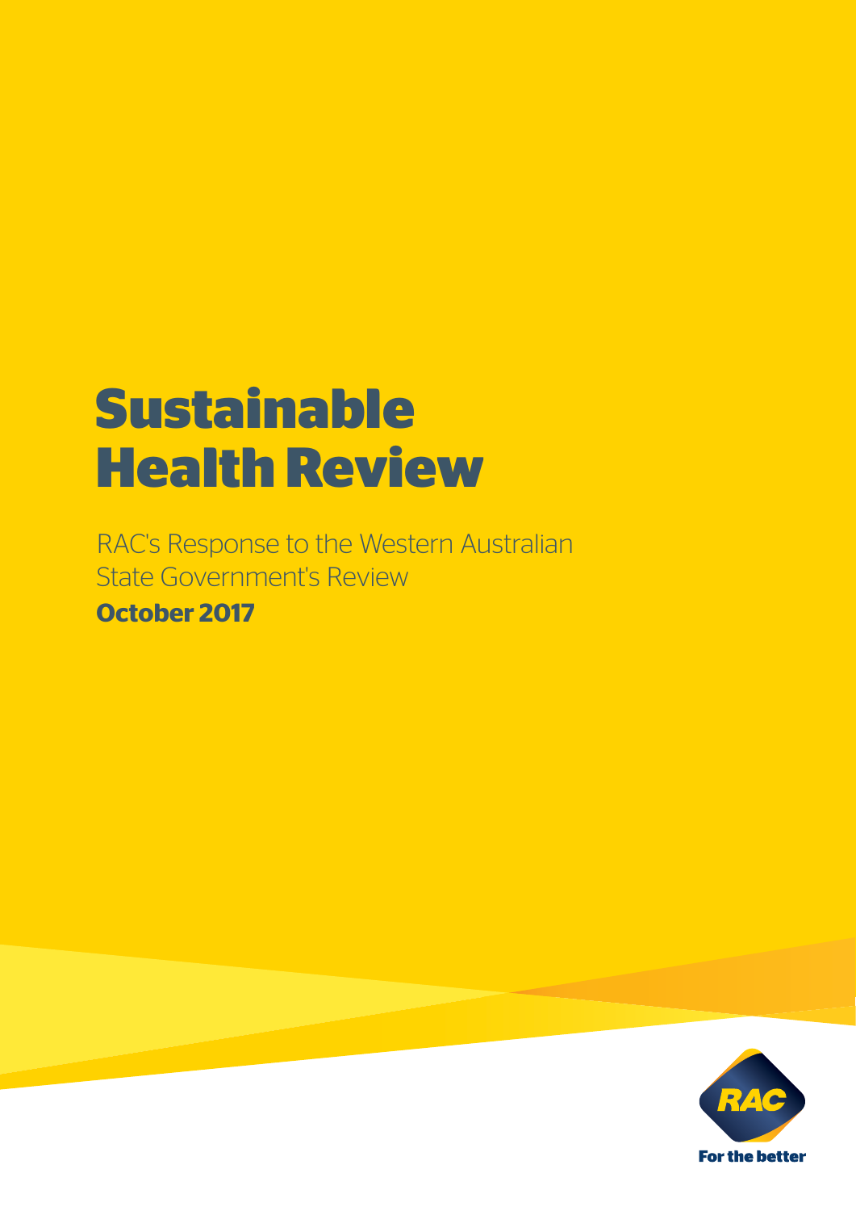# Sustainable Health Review

RAC's Response to the Western Australian State Government's Review

**October 2017**

For the better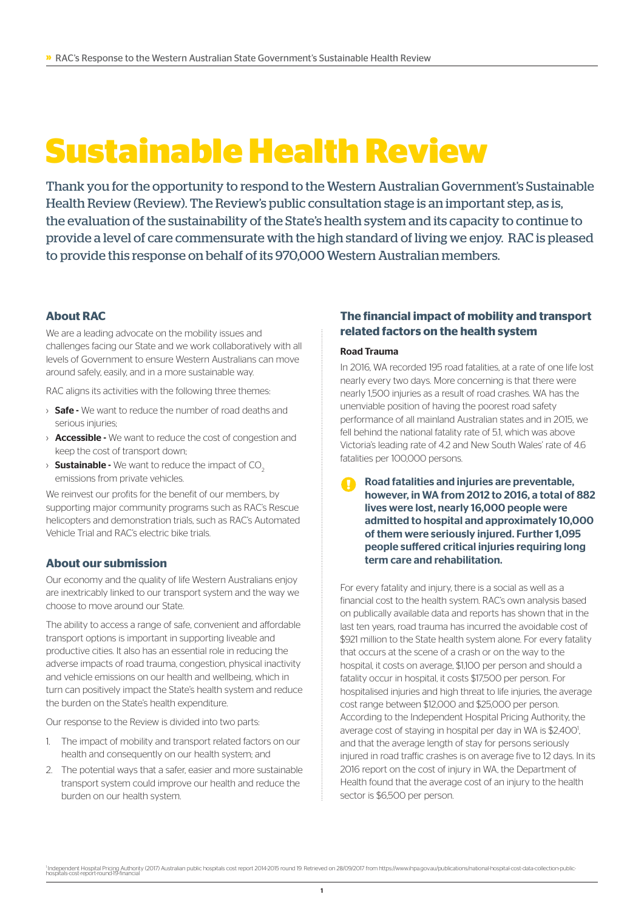# Sustainable Health Review

Thank you for the opportunity to respond to the Western Australian Government's Sustainable Health Review (Review). The Review's public consultation stage is an important step, as is, the evaluation of the sustainability of the State's health system and its capacity to continue to provide a level of care commensurate with the high standard of living we enjoy. RAC is pleased to provide this response on behalf of its 970,000 Western Australian members.

## About RAC

We are a leading advocate on the mobility issues and challenges facing our State and we work collaboratively with all levels of Government to ensure Western Australians can move around safely, easily, and in a more sustainable way.

RAC aligns its activities with the following three themes:

- **Safe -** We want to reduce the number of road deaths and serious injuries;
- **Accessible -** We want to reduce the cost of congestion and keep the cost of transport down;
- **Sustainable -** We want to reduce the impact of $CO_2$ emissions from private vehicles.

We reinvest our profits for the benefit of our members, by supporting major community programs such as RAC's Rescue helicopters and demonstration trials, such as RAC's Automated Vehicle Trial and RAC's electric bike trials.

## About our submission

Our economy and the quality of life Western Australians enjoy are inextricably linked to our transport system and the way we choose to move around our State.

The ability to access a range of safe, convenient and affordable transport options is important in supporting liveable and productive cities. It also has an essential role in reducing the adverse impacts of road trauma, congestion, physical inactivity and vehicle emissions on our health and wellbeing, which in turn can positively impact the State's health system and reduce the burden on the State's health expenditure.

Our response to the Review is divided into two parts:

1. The impact of mobility and transport related factors on our health and consequently on our health system; and
2. The potential ways that a safer, easier and more sustainable transport system could improve our health and reduce the burden on our health system.

## The financial impact of mobility and transport related factors on the health system

### Road Trauma

In 2016, WA recorded 195 road fatalities, at a rate of one life lost nearly every two days. More concerning is that there were nearly 1,500 injuries as a result of road crashes. WA has the unenviable position of having the poorest road safety performance of all mainland Australian states and in 2015, we fell behind the national fatality rate of 5.1, which was above Victoria's leading rate of 4.2 and New South Wales' rate of 4.6 fatalities per 100,000 persons.

**Road fatalities and injuries are preventable, however, in WA from 2012 to 2016, a total of 882 lives were lost, nearly 16,000 people were admitted to hospital and approximately 10,000 of them were seriously injured. Further 1,095 people suffered critical injuries requiring long term care and rehabilitation.**

For every fatality and injury, there is a social as well as a financial cost to the health system. RAC's own analysis based on publically available data and reports has shown that in the last ten years, road trauma has incurred the avoidable cost of $921 million to the State health system alone. For every fatality that occurs at the scene of a crash or on the way to the hospital, it costs on average, $1,100 per person and should a fatality occur in hospital, it costs $17,500 per person. For hospitalised injuries and high threat to life injuries, the average cost range between $12,000 and $25,000 per person. According to the Independent Hospital Pricing Authority, the average cost of staying in hospital per day in WA is $2,400[1], and that the average length of stay for persons seriously injured in road traffic crashes is on average five to 12 days. In its 2016 report on the cost of injury in WA, the Department of Health found that the average cost of an injury to the health sector is $6,500 per person.

[1] Independent Hospital Pricing Authority (2017) Australian public hospitals cost report 2014-2015 round 19. Retrieved on 28/09/2017 from https://www.ihpa.gov.au/publications/national-hospital-cost-data-collection-public-hospitals-cost-report-round-19-financial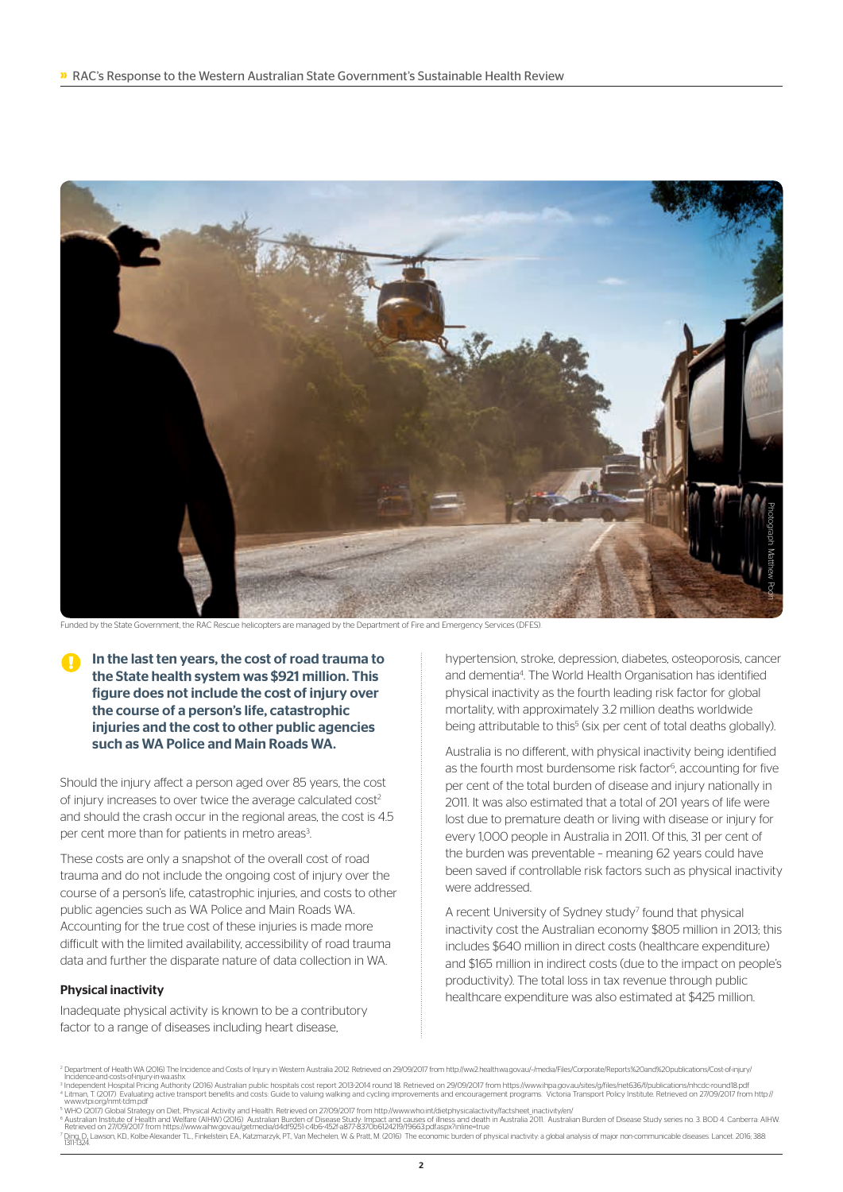Funded by the State Government, the RAC Rescue helicopters are managed by the Department of Fire and Emergency Services (DFES).

**In the last ten years, the cost of road trauma to the State health system was $921 million. This figure does not include the cost of injury over the course of a person's life, catastrophic injuries and the cost to other public agencies such as WA Police and Main Roads WA.**

Should the injury affect a person aged over 85 years, the cost of injury increases to over twice the average calculated cost[2] and should the crash occur in the regional areas, the cost is 4.5 per cent more than for patients in metro areas[3].

These costs are only a snapshot of the overall cost of road trauma and do not include the ongoing cost of injury over the course of a person's life, catastrophic injuries, and costs to other public agencies such as WA Police and Main Roads WA. Accounting for the true cost of these injuries is made more difficult with the limited availability, accessibility of road trauma data and further the disparate nature of data collection in WA.

### Physical inactivity

Inadequate physical activity is known to be a contributory factor to a range of diseases including heart disease, hypertension, stroke, depression, diabetes, osteoporosis, cancer and dementia[4]. The World Health Organisation has identified physical inactivity as the fourth leading risk factor for global mortality, with approximately 3.2 million deaths worldwide being attributable to this[5] (six per cent of total deaths globally).

Australia is no different, with physical inactivity being identified as the fourth most burdensome risk factor[6], accounting for five per cent of the total burden of disease and injury nationally in 2011. It was also estimated that a total of 201 years of life were lost due to premature death or living with disease or injury for every 1,000 people in Australia in 2011. Of this, 31 per cent of the burden was preventable – meaning 62 years could have been saved if controllable risk factors such as physical inactivity were addressed.

A recent University of Sydney study[7] found that physical inactivity cost the Australian economy $805 million in 2013; this includes $640 million in direct costs (healthcare expenditure) and $165 million in indirect costs (due to the impact on people's productivity). The total loss in tax revenue through public healthcare expenditure was also estimated at $425 million.

---

[2] Department of Health WA (2016) The Incidence and Costs of Injury in Western Australia 2012. Retrieved on 29/09/2017 from http://ww2.health.wa.gov.au/~/media/Files/Corporate/Reports%20and%20publications/Cost-of-injury/Incidence-and-costs-of-injury-in-wa.ashx

[3] Independent Hospital Pricing Authority (2016) Australian public hospitals cost report 2013-2014 round 18. Retrieved on 29/09/2017 from https://www.ihpa.gov.au/sites/g/files/net636/f/publications/nhcdc-round18.pdf

[4] Litman, T. (2017). Evaluating active transport benefits and costs: Guide to valuing walking and cycling improvements and encouragement programs. Victoria Transport Policy Institute. Retrieved on 27/09/2017 from http://www.vtpi.org/nmt-tdm.pdf

[5] WHO (2017) Global Strategy on Diet, Physical Activity and Health. Retrieved on 27/09/2017 from http://www.who.int/dietphysicalactivity/factsheet_inactivity/en/

[6] Australian Institute of Health and Welfare (AIHW) (2016). Australian Burden of Disease Study: Impact and causes of illness and death in Australia 2011. Australian Burden of Disease Study series no. 3. BOD 4. Canberra: AIHW. Retrieved on 27/09/2017 from https://www.aihw.gov.au/getmedia/d4df9251-c4b6-452f-a877-8370b6124219/19663.pdf.aspx?inline=true

[7] Ding, D., Lawson, KD., Kolbe-Alexander TL., Finkelstein, EA., Katzmarzyk, PT., Van Mechelen, W. & Pratt, M. (2016). The economic burden of physical inactivity: a global analysis of major non-communicable diseases. Lancet. 2016; 388: 1311-1324.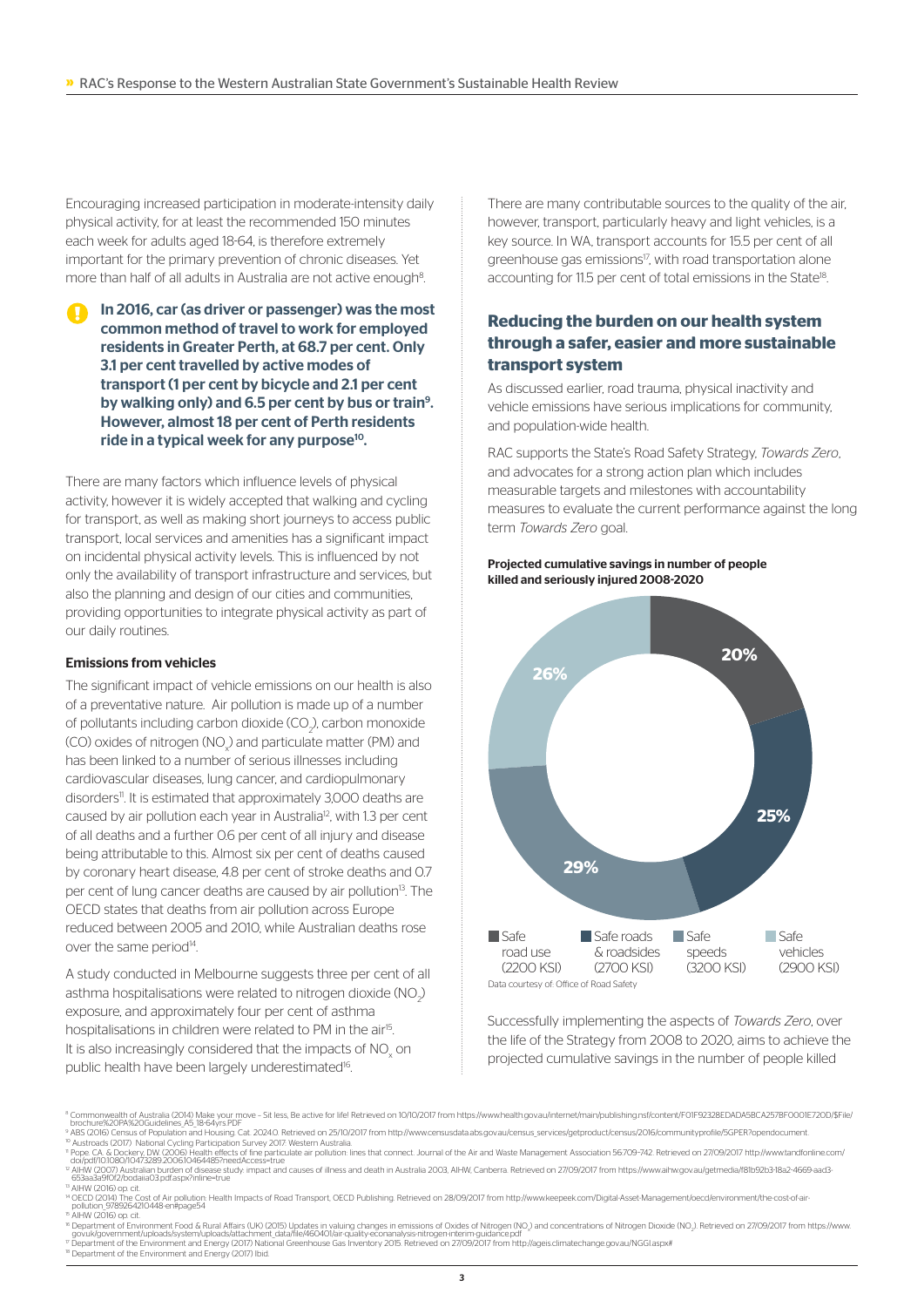Encouraging increased participation in moderate-intensity daily physical activity, for at least the recommended 150 minutes each week for adults aged 18-64, is therefore extremely important for the primary prevention of chronic diseases. Yet more than half of all adults in Australia are not active enough[8].

**In 2016, car (as driver or passenger) was the most common method of travel to work for employed residents in Greater Perth, at 68.7 per cent. Only 3.1 per cent travelled by active modes of transport (1 per cent by bicycle and 2.1 per cent by walking only) and 6.5 per cent by bus or train[9]. However, almost 18 per cent of Perth residents ride in a typical week for any purpose[10].**

There are many factors which influence levels of physical activity, however it is widely accepted that walking and cycling for transport, as well as making short journeys to access public transport, local services and amenities has a significant impact on incidental physical activity levels. This is influenced by not only the availability of transport infrastructure and services, but also the planning and design of our cities and communities, providing opportunities to integrate physical activity as part of our daily routines.

#### Emissions from vehicles

The significant impact of vehicle emissions on our health is also of a preventative nature. Air pollution is made up of a number of pollutants including carbon dioxide ($CO_2$), carbon monoxide (CO) oxides of nitrogen ($NO_x$) and particulate matter (PM) and has been linked to a number of serious illnesses including cardiovascular diseases, lung cancer, and cardiopulmonary disorders[11]. It is estimated that approximately 3,000 deaths are caused by air pollution each year in Australia[12], with 1.3 per cent of all deaths and a further 0.6 per cent of all injury and disease being attributable to this. Almost six per cent of deaths caused by coronary heart disease, 4.8 per cent of stroke deaths and 0.7 per cent of lung cancer deaths are caused by air pollution[13]. The OECD states that deaths from air pollution across Europe reduced between 2005 and 2010, while Australian deaths rose over the same period[14].

A study conducted in Melbourne suggests three per cent of all asthma hospitalisations were related to nitrogen dioxide ($NO_2$) exposure, and approximately four per cent of asthma hospitalisations in children were related to PM in the air[15]. It is also increasingly considered that the impacts of $NO_x$ on public health have been largely underestimated[16].

There are many contributable sources to the quality of the air, however, transport, particularly heavy and light vehicles, is a key source. In WA, transport accounts for 15.5 per cent of all greenhouse gas emissions[17], with road transportation alone accounting for 11.5 per cent of total emissions in the State[18].

## Reducing the burden on our health system through a safer, easier and more sustainable transport system

As discussed earlier, road trauma, physical inactivity and vehicle emissions have serious implications for community, and population-wide health.

RAC supports the State's Road Safety Strategy, *Towards Zero*, and advocates for a strong action plan which includes measurable targets and milestones with accountability measures to evaluate the current performance against the long term *Towards Zero* goal.

**Projected cumulative savings in number of people killed and seriously injured 2008-2020**

| Category | Share |
|---|---|
| Safe road use (2200 KSI) | 20% |
| Safe roads & roadsides (2700 KSI) | 25% |
| Safe speeds (3200 KSI) | 29% |
| Safe vehicles (2900 KSI) | 26% |

Data courtesy of: Office of Road Safety

Successfully implementing the aspects of *Towards Zero*, over the life of the Strategy from 2008 to 2020, aims to achieve the projected cumulative savings in the number of people killed

---

[8] Commonwealth of Australia (2014) Make your move – Sit less, Be active for life! Retrieved on 10/10/2017 from https://www.health.gov.au/internet/main/publishing.nsf/content/F01F92328EDADA5BCA257BF0001E720D/$File/brochure%20PA%20Guidelines_A5_18-64yrs.PDF
[9] ABS (2016) Census of Population and Housing. Cat. 2024.0. Retrieved on 25/10/2017 from http://www.censusdata.abs.gov.au/census_services/getproduct/census/2016/communityprofile/5GPER?opendocument.
[10] Austroads (2017) National Cycling Participation Survey 2017: Western Australia.
[11] Pope, C.A. & Dockery, D.W. (2006) Health effects of fine particulate air pollution: lines that connect. Journal of the Air and Waste Management Association 56:709-742. Retrieved on 27/09/2017 http://www.tandfonline.com/doi/pdf/10.1080/10473289.2006.10464485?needAccess=true
[12] AIHW (2007) Australian burden of disease study: impact and causes of illness and death in Australia 2003, AIHW, Canberra. Retrieved on 27/09/2017 from https://www.aihw.gov.au/getmedia/f81b92b3-18a2-4669-aad3-653aa3a9f0f2/bodaiia03.pdf.aspx?inline=true
[13] AIHW (2016) op. cit.
[14] OECD (2014) The Cost of Air pollution: Health Impacts of Road Transport, OECD Publishing. Retrieved on 28/09/2017 from http://www.keepeek.com/Digital-Asset-Management/oecd/environment/the-cost-of-air-pollution_9789264210448-en#page54
[15] AIHW (2016) op. cit.
[16] Department of Environment Food & Rural Affairs (UK) (2015) Updates in valuing changes in emissions of Oxides of Nitrogen ($NO_x$) and concentrations of Nitrogen Dioxide ($NO_2$). Retrieved on 27/09/2017 from https://www.gov.uk/government/uploads/system/uploads/attachment_data/file/460401/air-quality-econanalysis-nitrogen-interim-guidance.pdf
[17] Department of the Environment and Energy (2017) National Greenhouse Gas Inventory 2015. Retrieved on 27/09/2017 from http://ageis.climatechange.gov.au/NGGI.aspx#
[18] Department of the Environment and Energy (2017) Ibid.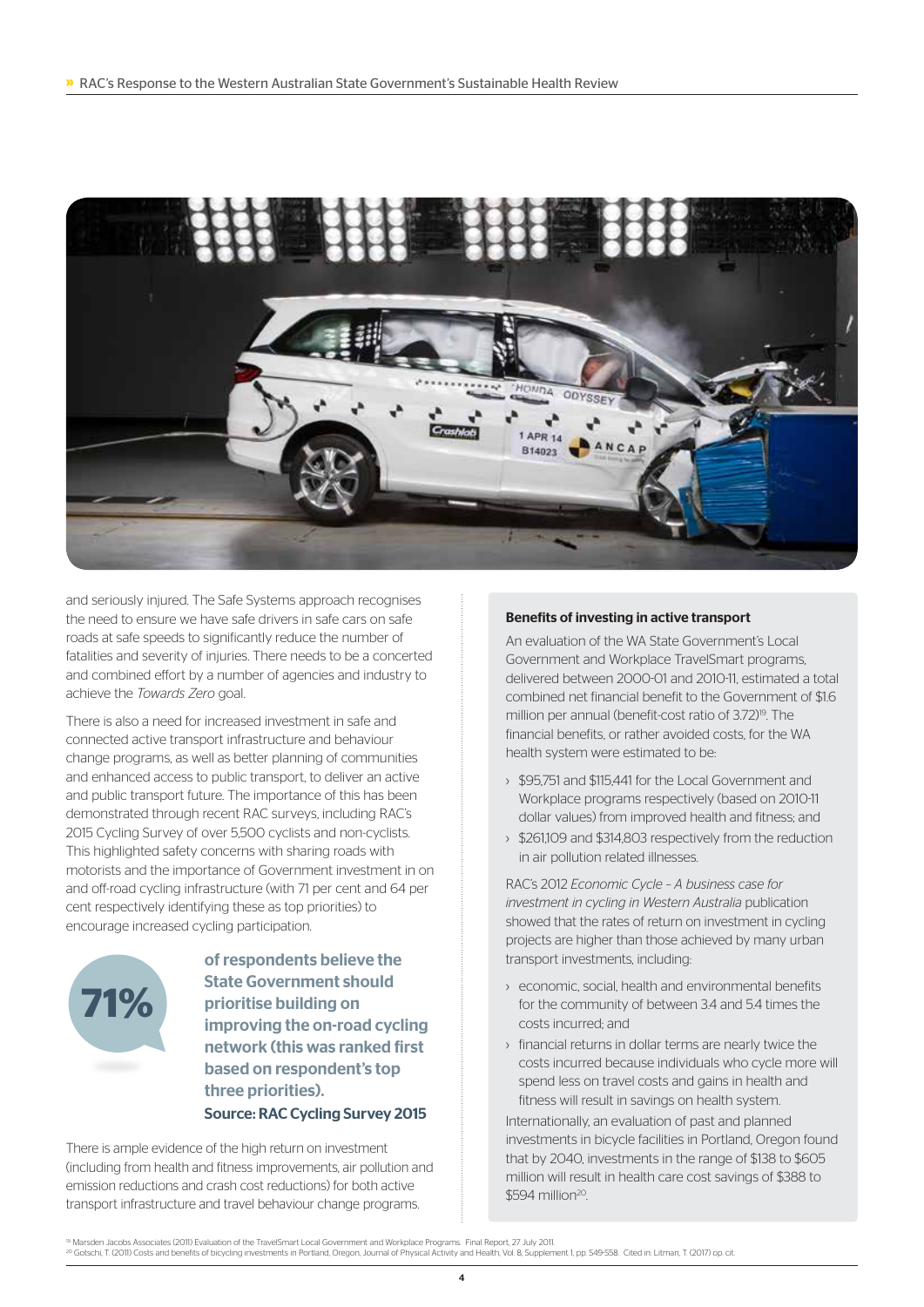and seriously injured. The Safe Systems approach recognises the need to ensure we have safe drivers in safe cars on safe roads at safe speeds to significantly reduce the number of fatalities and severity of injuries. There needs to be a concerted and combined effort by a number of agencies and industry to achieve the *Towards Zero* goal.

There is also a need for increased investment in safe and connected active transport infrastructure and behaviour change programs, as well as better planning of communities and enhanced access to public transport, to deliver an active and public transport future. The importance of this has been demonstrated through recent RAC surveys, including RAC's 2015 Cycling Survey of over 5,500 cyclists and non-cyclists. This highlighted safety concerns with sharing roads with motorists and the importance of Government investment in on and off-road cycling infrastructure (with 71 per cent and 64 per cent respectively identifying these as top priorities) to encourage increased cycling participation.

**71%** **of respondents believe the State Government should prioritise building on improving the on-road cycling network (this was ranked first based on respondent's top three priorities).**
**Source: RAC Cycling Survey 2015**

There is ample evidence of the high return on investment (including from health and fitness improvements, air pollution and emission reductions and crash cost reductions) for both active transport infrastructure and travel behaviour change programs.

### Benefits of investing in active transport

An evaluation of the WA State Government's Local Government and Workplace TravelSmart programs, delivered between 2000-01 and 2010-11, estimated a total combined net financial benefit to the Government of $1.6 million per annual (benefit-cost ratio of 3.72)[19]. The financial benefits, or rather avoided costs, for the WA health system were estimated to be:

- $95,751 and $115,441 for the Local Government and Workplace programs respectively (based on 2010-11 dollar values) from improved health and fitness; and
- $261,109 and $314,803 respectively from the reduction in air pollution related illnesses.

RAC's 2012 *Economic Cycle – A business case for investment in cycling in Western Australia* publication showed that the rates of return on investment in cycling projects are higher than those achieved by many urban transport investments, including:

- economic, social, health and environmental benefits for the community of between 3.4 and 5.4 times the costs incurred; and
- financial returns in dollar terms are nearly twice the costs incurred because individuals who cycle more will spend less on travel costs and gains in health and fitness will result in savings on health system.

Internationally, an evaluation of past and planned investments in bicycle facilities in Portland, Oregon found that by 2040, investments in the range of $138 to $605 million will result in health care cost savings of $388 to $594 million[20].

[19] Marsden Jacobs Associates (2011) Evaluation of the TravelSmart Local Government and Workplace Programs. Final Report, 27 July 2011.
[20] Gotschi, T. (2011) Costs and benefits of bicycling investments in Portland, Oregon, Journal of Physical Activity and Health, Vol. 8, Supplement 1, pp. S49-S58. Cited in: Litman, T. (2017) op. cit.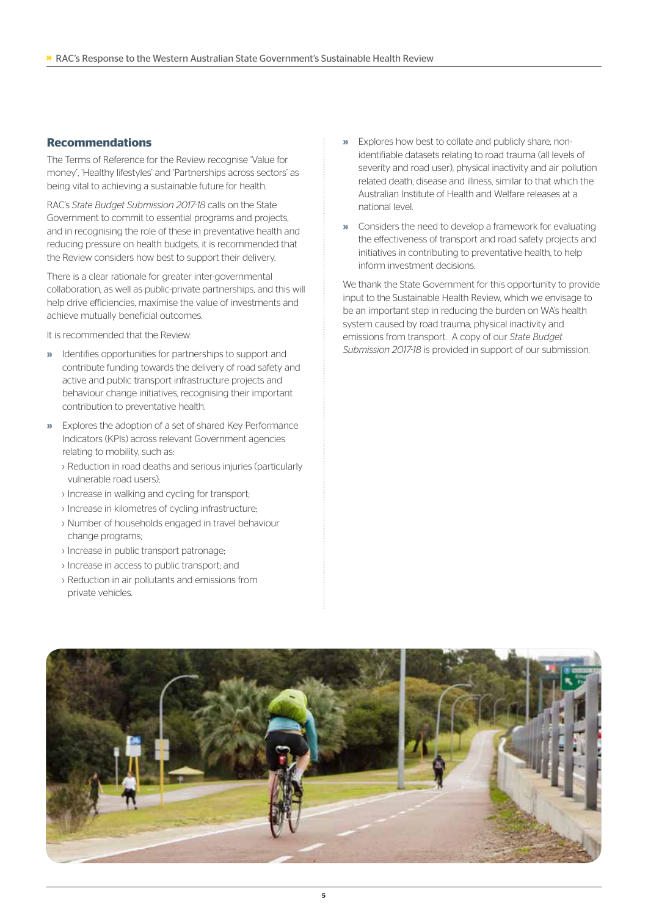## Recommendations

The Terms of Reference for the Review recognise 'Value for money', 'Healthy lifestyles' and 'Partnerships across sectors' as being vital to achieving a sustainable future for health.

RAC's *State Budget Submission 2017-18* calls on the State Government to commit to essential programs and projects, and in recognising the role of these in preventative health and reducing pressure on health budgets, it is recommended that the Review considers how best to support their delivery.

There is a clear rationale for greater inter-governmental collaboration, as well as public-private partnerships, and this will help drive efficiencies, maximise the value of investments and achieve mutually beneficial outcomes.

It is recommended that the Review:

- Identifies opportunities for partnerships to support and contribute funding towards the delivery of road safety and active and public transport infrastructure projects and behaviour change initiatives, recognising their important contribution to preventative health.
- Explores the adoption of a set of shared Key Performance Indicators (KPIs) across relevant Government agencies relating to mobility, such as:
  - Reduction in road deaths and serious injuries (particularly vulnerable road users);
  - Increase in walking and cycling for transport;
  - Increase in kilometres of cycling infrastructure;
  - Number of households engaged in travel behaviour change programs;
  - Increase in public transport patronage;
  - Increase in access to public transport; and
  - Reduction in air pollutants and emissions from private vehicles.
- Explores how best to collate and publicly share, non-identifiable datasets relating to road trauma (all levels of severity and road user), physical inactivity and air pollution related death, disease and illness, similar to that which the Australian Institute of Health and Welfare releases at a national level.
- Considers the need to develop a framework for evaluating the effectiveness of transport and road safety projects and initiatives in contributing to preventative health, to help inform investment decisions.

We thank the State Government for this opportunity to provide input to the Sustainable Health Review, which we envisage to be an important step in reducing the burden on WA's health system caused by road trauma, physical inactivity and emissions from transport. A copy of our *State Budget Submission 2017-18* is provided in support of our submission.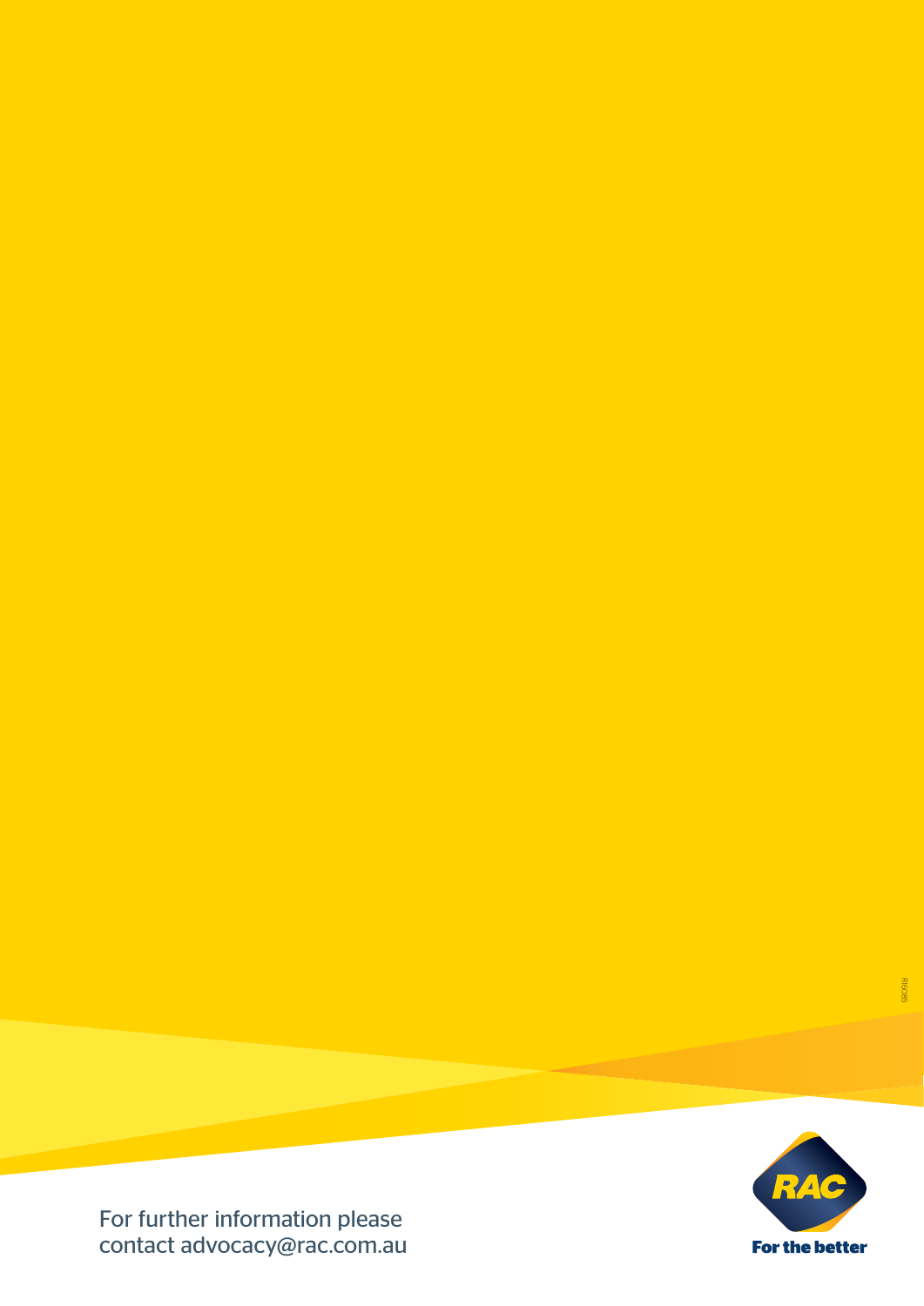For further information please contact advocacy@rac.com.au

For the better